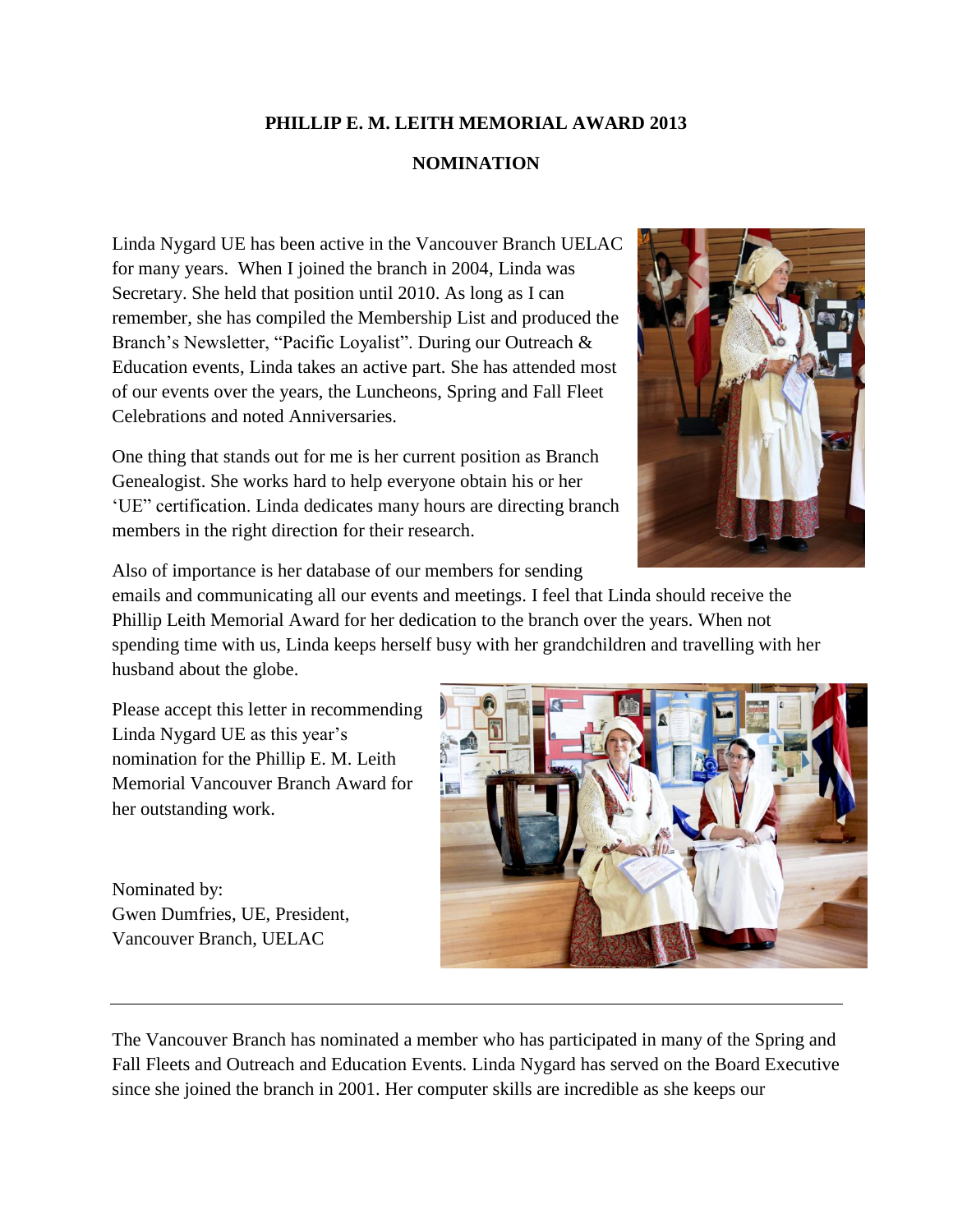**PHILLIP E. M. LEITH MEMORIAL AWARD 2013**

**NOMINATION**

Linda Nygard UE has been active in the Vancouver Branch UELAC for many years. When I joined the branch in 2004, Linda was Secretary. She held that position until 2010. As long as I can remember, she has compiled the Membership List and produced the Branch's Newsletter, "Pacific Loyalist". During our Outreach & Education events, Linda takes an active part. She has attended most of our events over the years, the Luncheons, Spring and Fall Fleet Celebrations and noted Anniversaries.

One thing that stands out for me is her current position as Branch Genealogist. She works hard to help everyone obtain his or her 'UE" certification. Linda dedicates many hours are directing branch members in the right direction for their research.

Also of importance is her database of our members for sending emails and communicating all our events and meetings. I feel that Linda should receive the Phillip Leith Memorial Award for her dedication to the branch over the years. When not spending time with us, Linda keeps herself busy with her grandchildren and travelling with her husband about the globe.

Please accept this letter in recommending Linda Nygard UE as this year's nomination for the Phillip E. M. Leith Memorial Vancouver Branch Award for her outstanding work.

Nominated by:
Gwen Dumfries, UE, President,
Vancouver Branch, UELAC

---

The Vancouver Branch has nominated a member who has participated in many of the Spring and Fall Fleets and Outreach and Education Events. Linda Nygard has served on the Board Executive since she joined the branch in 2001. Her computer skills are incredible as she keeps our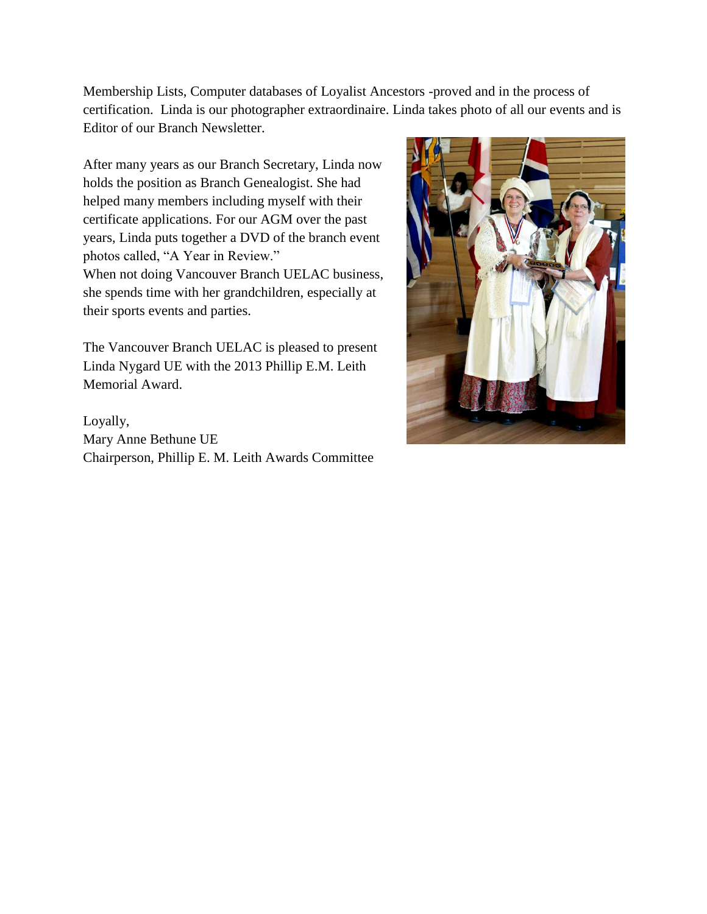Membership Lists, Computer databases of Loyalist Ancestors -proved and in the process of certification. Linda is our photographer extraordinaire. Linda takes photo of all our events and is Editor of our Branch Newsletter.

After many years as our Branch Secretary, Linda now holds the position as Branch Genealogist. She had helped many members including myself with their certificate applications. For our AGM over the past years, Linda puts together a DVD of the branch event photos called, "A Year in Review."
When not doing Vancouver Branch UELAC business, she spends time with her grandchildren, especially at their sports events and parties.

The Vancouver Branch UELAC is pleased to present Linda Nygard UE with the 2013 Phillip E.M. Leith Memorial Award.

Loyally,
Mary Anne Bethune UE
Chairperson, Phillip E. M. Leith Awards Committee